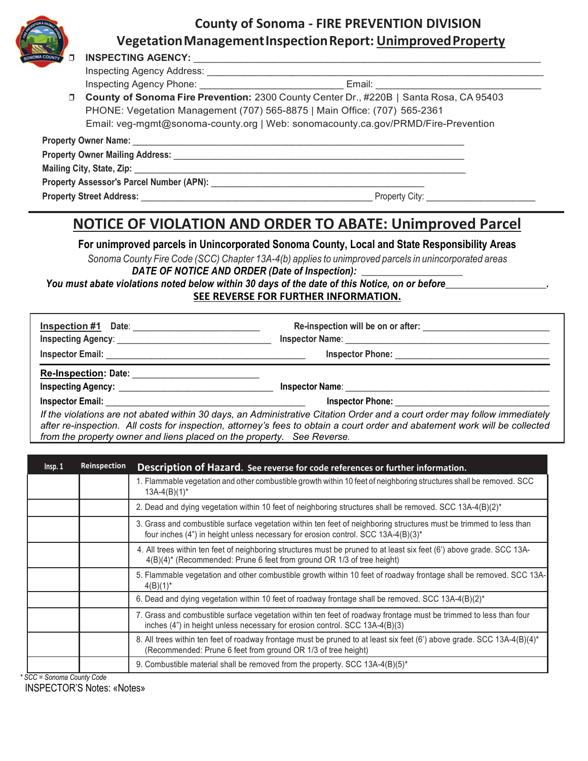# County of Sonoma - FIRE PREVENTION DIVISION

## Vegetation Management Inspection Report: Unimproved Property

❒ **INSPECTING AGENCY:** ______________________________

Inspecting Agency Address: ______________________________

Inspecting Agency Phone: ____________________ Email: ____________________

❒ **County of Sonoma Fire Prevention:** 2300 County Center Dr., #220B | Santa Rosa, CA 95403
PHONE: Vegetation Management (707) 565-8875 | Main Office: (707) 565-2361
Email: veg-mgmt@sonoma-county.org | Web: sonomacounty.ca.gov/PRMD/Fire-Prevention

**Property Owner Name:** ______________________________

**Property Owner Mailing Address:** ______________________________

**Mailing City, State, Zip:** ______________________________

**Property Assessor's Parcel Number (APN):** ______________________________

**Property Street Address:** ______________________________ Property City: ____________________

# NOTICE OF VIOLATION AND ORDER TO ABATE: Unimproved Parcel

**For unimproved parcels in Unincorporated Sonoma County, Local and State Responsibility Areas**

*Sonoma County Fire Code (SCC) Chapter 13A-4(b) applies to unimproved parcels in unincorporated areas*

***DATE OF NOTICE AND ORDER (Date of Inspection):*** ____________________

***You must abate violations noted below within 30 days of the date of this Notice, on or before____________________.***

**SEE REVERSE FOR FURTHER INFORMATION.**

**Inspection #1** **Date**: ____________________ **Re-inspection will be on or after:** ____________________

**Inspecting Agency**: ____________________ **Inspector Name**: ____________________

**Inspector Email:** ____________________ **Inspector Phone:** ____________________

**Re-Inspection: Date:** ____________________

**Inspecting Agency:** ____________________ **Inspector Name**: ____________________

**Inspector Email:** ____________________ **Inspector Phone:** ____________________

*If the violations are not abated within 30 days, an Administrative Citation Order and a court order may follow immediately after re-inspection. All costs for inspection, attorney's fees to obtain a court order and abatement work will be collected from the property owner and liens placed on the property. See Reverse.*

| Insp. 1 | Reinspection | Description of Hazard. See reverse for code references or further information. |
|---|---|---|
| | | 1. Flammable vegetation and other combustible growth within 10 feet of neighboring structures shall be removed. SCC 13A-4(B)(1)* |
| | | 2. Dead and dying vegetation within 10 feet of neighboring structures shall be removed. SCC 13A-4(B)(2)* |
| | | 3. Grass and combustible surface vegetation within ten feet of neighboring structures must be trimmed to less than four inches (4") in height unless necessary for erosion control. SCC 13A-4(B)(3)* |
| | | 4. All trees within ten feet of neighboring structures must be pruned to at least six feet (6') above grade. SCC 13A-4(B)(4)* (Recommended: Prune 6 feet from ground OR 1/3 of tree height) |
| | | 5. Flammable vegetation and other combustible growth within 10 feet of roadway frontage shall be removed. SCC 13A-4(B)(1)* |
| | | 6. Dead and dying vegetation within 10 feet of roadway frontage shall be removed. SCC 13A-4(B)(2)* |
| | | 7. Grass and combustible surface vegetation within ten feet of roadway frontage must be trimmed to less than four inches (4") in height unless necessary for erosion control. SCC 13A-4(B)(3) |
| | | 8. All trees within ten feet of roadway frontage must be pruned to at least six feet (6') above grade. SCC 13A-4(B)(4)* (Recommended: Prune 6 feet from ground OR 1/3 of tree height) |
| | | 9. Combustible material shall be removed from the property. SCC 13A-4(B)(5)* |

*\* SCC = Sonoma County Code*

INSPECTOR'S Notes: «Notes»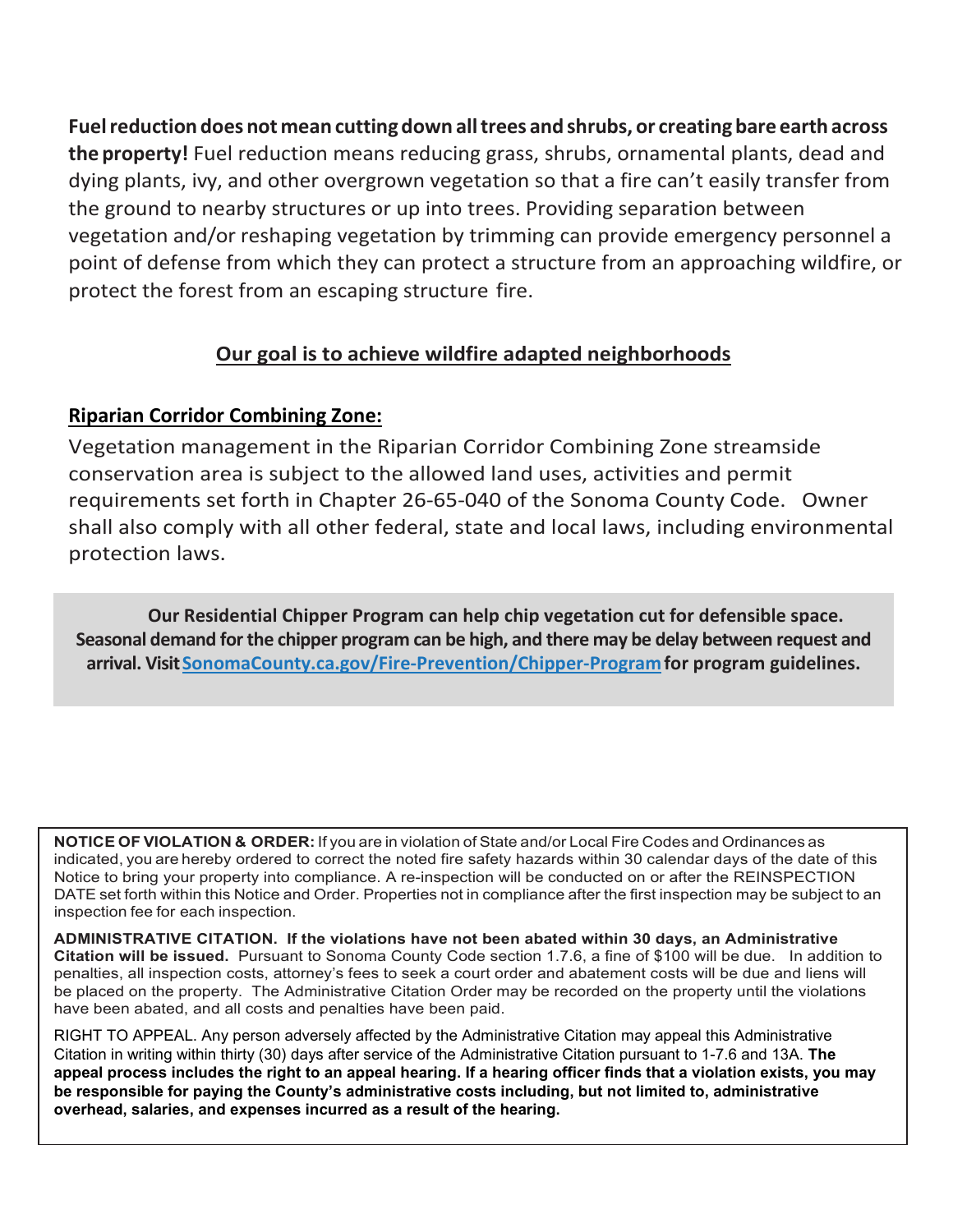**Fuel reduction does not mean cutting down all trees and shrubs, or creating bare earth across the property!** Fuel reduction means reducing grass, shrubs, ornamental plants, dead and dying plants, ivy, and other overgrown vegetation so that a fire can't easily transfer from the ground to nearby structures or up into trees. Providing separation between vegetation and/or reshaping vegetation by trimming can provide emergency personnel a point of defense from which they can protect a structure from an approaching wildfire, or protect the forest from an escaping structure fire.

**Our goal is to achieve wildfire adapted neighborhoods**

**Riparian Corridor Combining Zone:**

Vegetation management in the Riparian Corridor Combining Zone streamside conservation area is subject to the allowed land uses, activities and permit requirements set forth in Chapter 26-65-040 of the Sonoma County Code. Owner shall also comply with all other federal, state and local laws, including environmental protection laws.

**Our Residential Chipper Program can help chip vegetation cut for defensible space. Seasonal demand for the chipper program can be high, and there may be delay between request and arrival. Visit SonomaCounty.ca.gov/Fire-Prevention/Chipper-Program for program guidelines.**

**NOTICE OF VIOLATION & ORDER:** If you are in violation of State and/or Local Fire Codes and Ordinances as indicated, you are hereby ordered to correct the noted fire safety hazards within 30 calendar days of the date of this Notice to bring your property into compliance. A re-inspection will be conducted on or after the REINSPECTION DATE set forth within this Notice and Order. Properties not in compliance after the first inspection may be subject to an inspection fee for each inspection.

**ADMINISTRATIVE CITATION. If the violations have not been abated within 30 days, an Administrative Citation will be issued.** Pursuant to Sonoma County Code section 1.7.6, a fine of $100 will be due. In addition to penalties, all inspection costs, attorney's fees to seek a court order and abatement costs will be due and liens will be placed on the property. The Administrative Citation Order may be recorded on the property until the violations have been abated, and all costs and penalties have been paid.

RIGHT TO APPEAL. Any person adversely affected by the Administrative Citation may appeal this Administrative Citation in writing within thirty (30) days after service of the Administrative Citation pursuant to 1-7.6 and 13A. **The appeal process includes the right to an appeal hearing. If a hearing officer finds that a violation exists, you may be responsible for paying the County's administrative costs including, but not limited to, administrative overhead, salaries, and expenses incurred as a result of the hearing.**